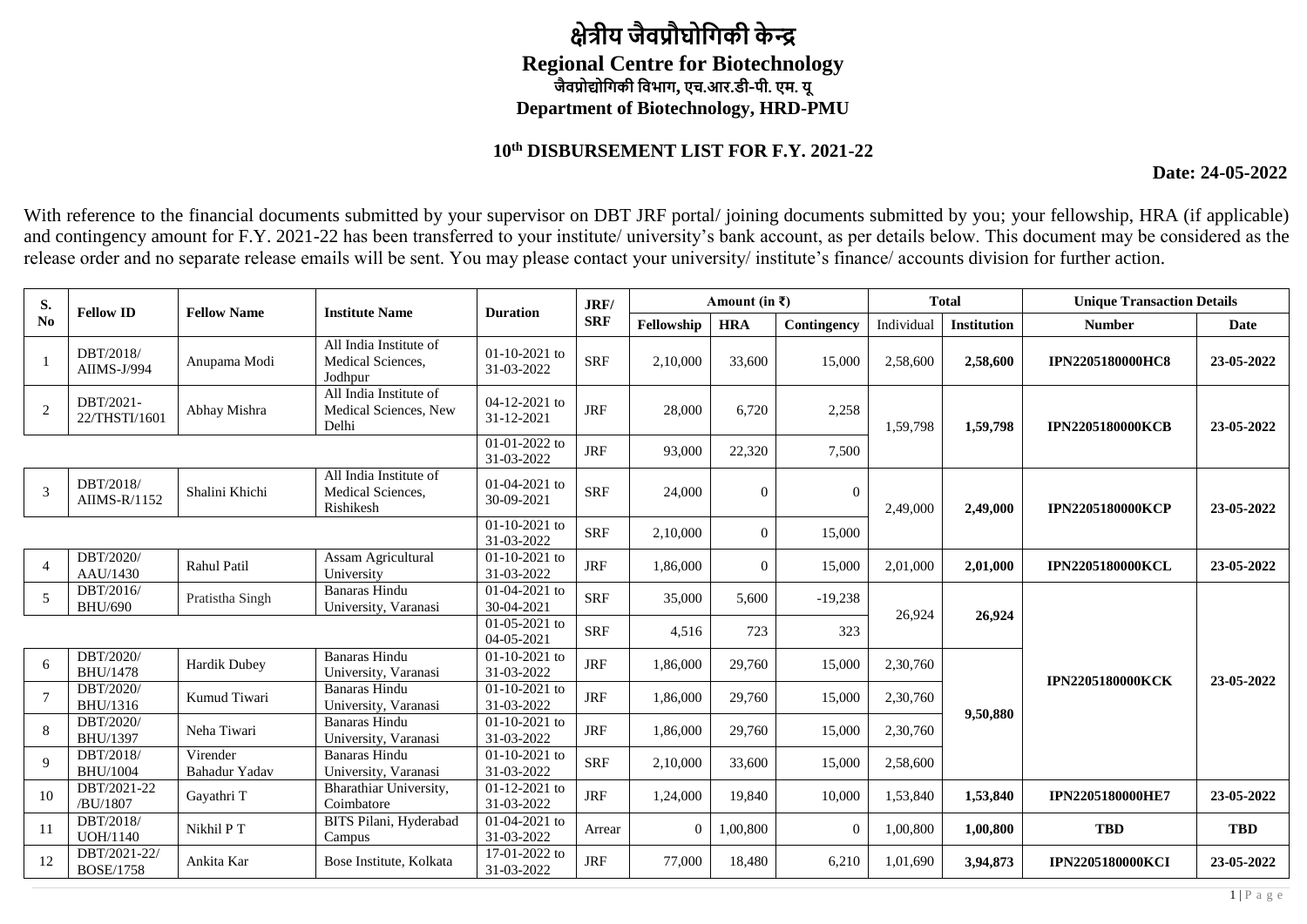# क्षेत्रीय जैवप्रौघोगिकी केन्द्र

## Regional Centre for Biotechnology

### जैवप्रोद्योगिकी विभाग, एच.आर.डी-पी. एम. यू

### Department of Biotechnology, HRD-PMU

**10th DISBURSEMENT LIST FOR F.Y. 2021-22**

**Date: 24-05-2022**

With reference to the financial documents submitted by your supervisor on DBT JRF portal/ joining documents submitted by you; your fellowship, HRA (if applicable) and contingency amount for F.Y. 2021-22 has been transferred to your institute/ university's bank account, as per details below. This document may be considered as the release order and no separate release emails will be sent. You may please contact your university/ institute's finance/ accounts division for further action.

| S. No | Fellow ID | Fellow Name | Institute Name | Duration | JRF/ SRF | Amount (in ₹) | | | Total | | Unique Transaction Details | |
|---|---|---|---|---|---|---|---|---|---|---|---|---|
| | | | | | | Fellowship | HRA | Contingency | Individual | Institution | Number | Date |
| 1 | DBT/2018/ AIIMS-J/994 | Anupama Modi | All India Institute of Medical Sciences, Jodhpur | 01-10-2021 to 31-03-2022 | SRF | 2,10,000 | 33,600 | 15,000 | 2,58,600 | **2,58,600** | **IPN2205180000HC8** | **23-05-2022** |
| 2 | DBT/2021-22/THSTI/1601 | Abhay Mishra | All India Institute of Medical Sciences, New Delhi | 04-12-2021 to 31-12-2021 | JRF | 28,000 | 6,720 | 2,258 | 1,59,798 | **1,59,798** | **IPN2205180000KCB** | **23-05-2022** |
| | | | | 01-01-2022 to 31-03-2022 | JRF | 93,000 | 22,320 | 7,500 | | | | |
| 3 | DBT/2018/ AIIMS-R/1152 | Shalini Khichi | All India Institute of Medical Sciences, Rishikesh | 01-04-2021 to 30-09-2021 | SRF | 24,000 | 0 | 0 | 2,49,000 | **2,49,000** | **IPN2205180000KCP** | **23-05-2022** |
| | | | | 01-10-2021 to 31-03-2022 | SRF | 2,10,000 | 0 | 15,000 | | | | |
| 4 | DBT/2020/ AAU/1430 | Rahul Patil | Assam Agricultural University | 01-10-2021 to 31-03-2022 | JRF | 1,86,000 | 0 | 15,000 | 2,01,000 | **2,01,000** | **IPN2205180000KCL** | **23-05-2022** |
| 5 | DBT/2016/ BHU/690 | Pratistha Singh | Banaras Hindu University, Varanasi | 01-04-2021 to 30-04-2021 | SRF | 35,000 | 5,600 | -19,238 | 26,924 | **26,924** | **IPN2205180000KCK** | **23-05-2022** |
| | | | | 01-05-2021 to 04-05-2021 | SRF | 4,516 | 723 | 323 | | | | |
| 6 | DBT/2020/ BHU/1478 | Hardik Dubey | Banaras Hindu University, Varanasi | 01-10-2021 to 31-03-2022 | JRF | 1,86,000 | 29,760 | 15,000 | 2,30,760 | **9,50,880** | | |
| 7 | DBT/2020/ BHU/1316 | Kumud Tiwari | Banaras Hindu University, Varanasi | 01-10-2021 to 31-03-2022 | JRF | 1,86,000 | 29,760 | 15,000 | 2,30,760 | | | |
| 8 | DBT/2020/ BHU/1397 | Neha Tiwari | Banaras Hindu University, Varanasi | 01-10-2021 to 31-03-2022 | JRF | 1,86,000 | 29,760 | 15,000 | 2,30,760 | | | |
| 9 | DBT/2018/ BHU/1004 | Virender Bahadur Yadav | Banaras Hindu University, Varanasi | 01-10-2021 to 31-03-2022 | SRF | 2,10,000 | 33,600 | 15,000 | 2,58,600 | | | |
| 10 | DBT/2021-22 /BU/1807 | Gayathri T | Bharathiar University, Coimbatore | 01-12-2021 to 31-03-2022 | JRF | 1,24,000 | 19,840 | 10,000 | 1,53,840 | **1,53,840** | **IPN2205180000HE7** | **23-05-2022** |
| 11 | DBT/2018/ UOH/1140 | Nikhil P T | BITS Pilani, Hyderabad Campus | 01-04-2021 to 31-03-2022 | Arrear | 0 | 1,00,800 | 0 | 1,00,800 | **1,00,800** | **TBD** | **TBD** |
| 12 | DBT/2021-22/ BOSE/1758 | Ankita Kar | Bose Institute, Kolkata | 17-01-2022 to 31-03-2022 | JRF | 77,000 | 18,480 | 6,210 | 1,01,690 | **3,94,873** | **IPN2205180000KCI** | **23-05-2022** |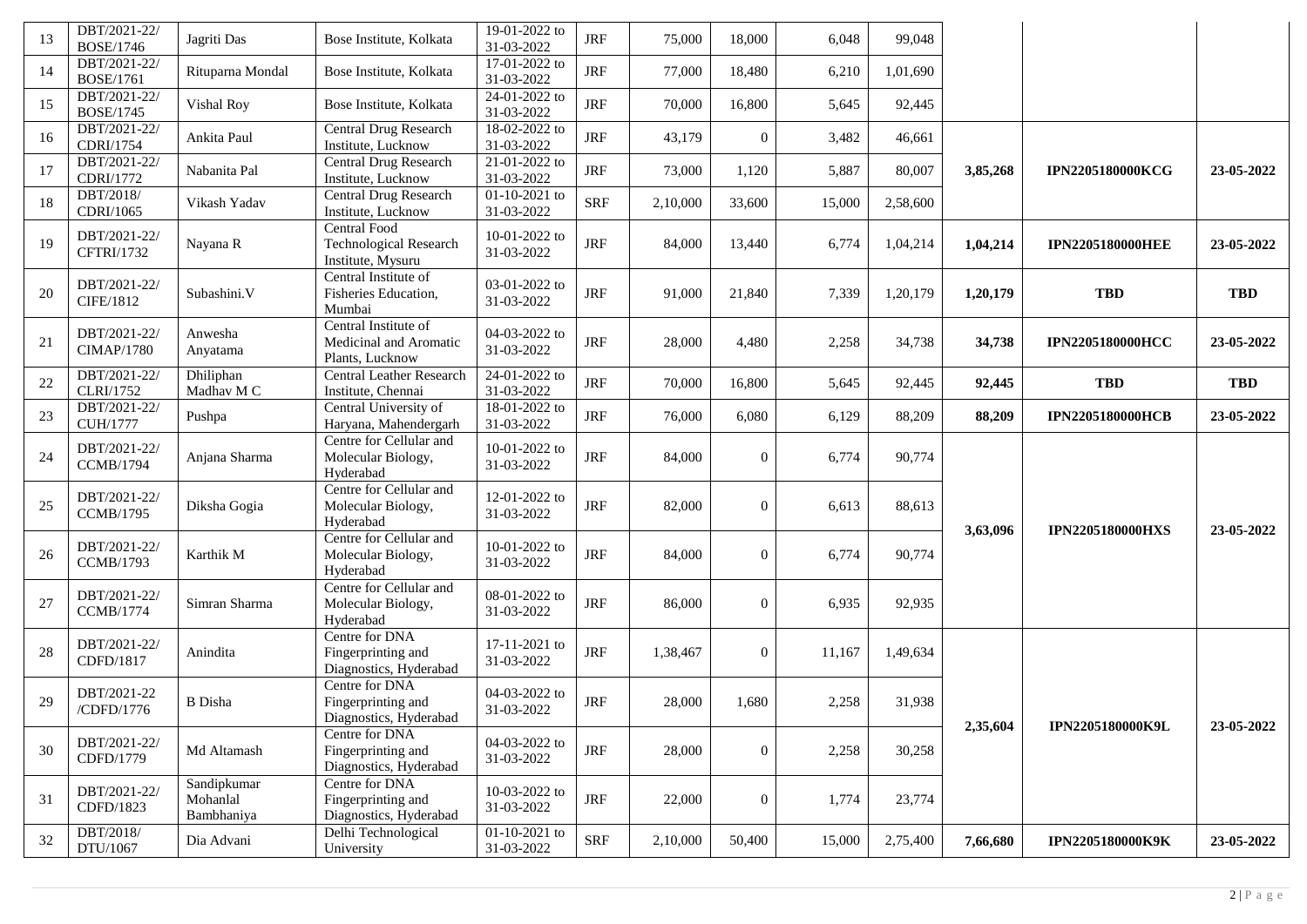| 13 | DBT/2021-22/ BOSE/1746 | Jagriti Das | Bose Institute, Kolkata | 19-01-2022 to 31-03-2022 | JRF | 75,000 | 18,000 | 6,048 | 99,048 | | | |
|---|---|---|---|---|---|---|---|---|---|---|---|---|
| 14 | DBT/2021-22/ BOSE/1761 | Rituparna Mondal | Bose Institute, Kolkata | 17-01-2022 to 31-03-2022 | JRF | 77,000 | 18,480 | 6,210 | 1,01,690 | | | |
| 15 | DBT/2021-22/ BOSE/1745 | Vishal Roy | Bose Institute, Kolkata | 24-01-2022 to 31-03-2022 | JRF | 70,000 | 16,800 | 5,645 | 92,445 | | | |
| 16 | DBT/2021-22/ CDRI/1754 | Ankita Paul | Central Drug Research Institute, Lucknow | 18-02-2022 to 31-03-2022 | JRF | 43,179 | 0 | 3,482 | 46,661 | **3,85,268** | **IPN2205180000KCG** | **23-05-2022** |
| 17 | DBT/2021-22/ CDRI/1772 | Nabanita Pal | Central Drug Research Institute, Lucknow | 21-01-2022 to 31-03-2022 | JRF | 73,000 | 1,120 | 5,887 | 80,007 | | | |
| 18 | DBT/2018/ CDRI/1065 | Vikash Yadav | Central Drug Research Institute, Lucknow | 01-10-2021 to 31-03-2022 | SRF | 2,10,000 | 33,600 | 15,000 | 2,58,600 | | | |
| 19 | DBT/2021-22/ CFTRI/1732 | Nayana R | Central Food Technological Research Institute, Mysuru | 10-01-2022 to 31-03-2022 | JRF | 84,000 | 13,440 | 6,774 | 1,04,214 | **1,04,214** | **IPN2205180000HEE** | **23-05-2022** |
| 20 | DBT/2021-22/ CIFE/1812 | Subashini.V | Central Institute of Fisheries Education, Mumbai | 03-01-2022 to 31-03-2022 | JRF | 91,000 | 21,840 | 7,339 | 1,20,179 | **1,20,179** | **TBD** | **TBD** |
| 21 | DBT/2021-22/ CIMAP/1780 | Anwesha Anyatama | Central Institute of Medicinal and Aromatic Plants, Lucknow | 04-03-2022 to 31-03-2022 | JRF | 28,000 | 4,480 | 2,258 | 34,738 | **34,738** | **IPN2205180000HCC** | **23-05-2022** |
| 22 | DBT/2021-22/ CLRI/1752 | Dhiliphan Madhav M C | Central Leather Research Institute, Chennai | 24-01-2022 to 31-03-2022 | JRF | 70,000 | 16,800 | 5,645 | 92,445 | **92,445** | **TBD** | **TBD** |
| 23 | DBT/2021-22/ CUH/1777 | Pushpa | Central University of Haryana, Mahendergarh | 18-01-2022 to 31-03-2022 | JRF | 76,000 | 6,080 | 6,129 | 88,209 | **88,209** | **IPN2205180000HCB** | **23-05-2022** |
| 24 | DBT/2021-22/ CCMB/1794 | Anjana Sharma | Centre for Cellular and Molecular Biology, Hyderabad | 10-01-2022 to 31-03-2022 | JRF | 84,000 | 0 | 6,774 | 90,774 | **3,63,096** | **IPN2205180000HXS** | **23-05-2022** |
| 25 | DBT/2021-22/ CCMB/1795 | Diksha Gogia | Centre for Cellular and Molecular Biology, Hyderabad | 12-01-2022 to 31-03-2022 | JRF | 82,000 | 0 | 6,613 | 88,613 | | | |
| 26 | DBT/2021-22/ CCMB/1793 | Karthik M | Centre for Cellular and Molecular Biology, Hyderabad | 10-01-2022 to 31-03-2022 | JRF | 84,000 | 0 | 6,774 | 90,774 | | | |
| 27 | DBT/2021-22/ CCMB/1774 | Simran Sharma | Centre for Cellular and Molecular Biology, Hyderabad | 08-01-2022 to 31-03-2022 | JRF | 86,000 | 0 | 6,935 | 92,935 | | | |
| 28 | DBT/2021-22/ CDFD/1817 | Anindita | Centre for DNA Fingerprinting and Diagnostics, Hyderabad | 17-11-2021 to 31-03-2022 | JRF | 1,38,467 | 0 | 11,167 | 1,49,634 | **2,35,604** | **IPN2205180000K9L** | **23-05-2022** |
| 29 | DBT/2021-22 /CDFD/1776 | B Disha | Centre for DNA Fingerprinting and Diagnostics, Hyderabad | 04-03-2022 to 31-03-2022 | JRF | 28,000 | 1,680 | 2,258 | 31,938 | | | |
| 30 | DBT/2021-22/ CDFD/1779 | Md Altamash | Centre for DNA Fingerprinting and Diagnostics, Hyderabad | 04-03-2022 to 31-03-2022 | JRF | 28,000 | 0 | 2,258 | 30,258 | | | |
| 31 | DBT/2021-22/ CDFD/1823 | Sandipkumar Mohanlal Bambhaniya | Centre for DNA Fingerprinting and Diagnostics, Hyderabad | 10-03-2022 to 31-03-2022 | JRF | 22,000 | 0 | 1,774 | 23,774 | | | |
| 32 | DBT/2018/ DTU/1067 | Dia Advani | Delhi Technological University | 01-10-2021 to 31-03-2022 | SRF | 2,10,000 | 50,400 | 15,000 | 2,75,400 | **7,66,680** | **IPN2205180000K9K** | **23-05-2022** |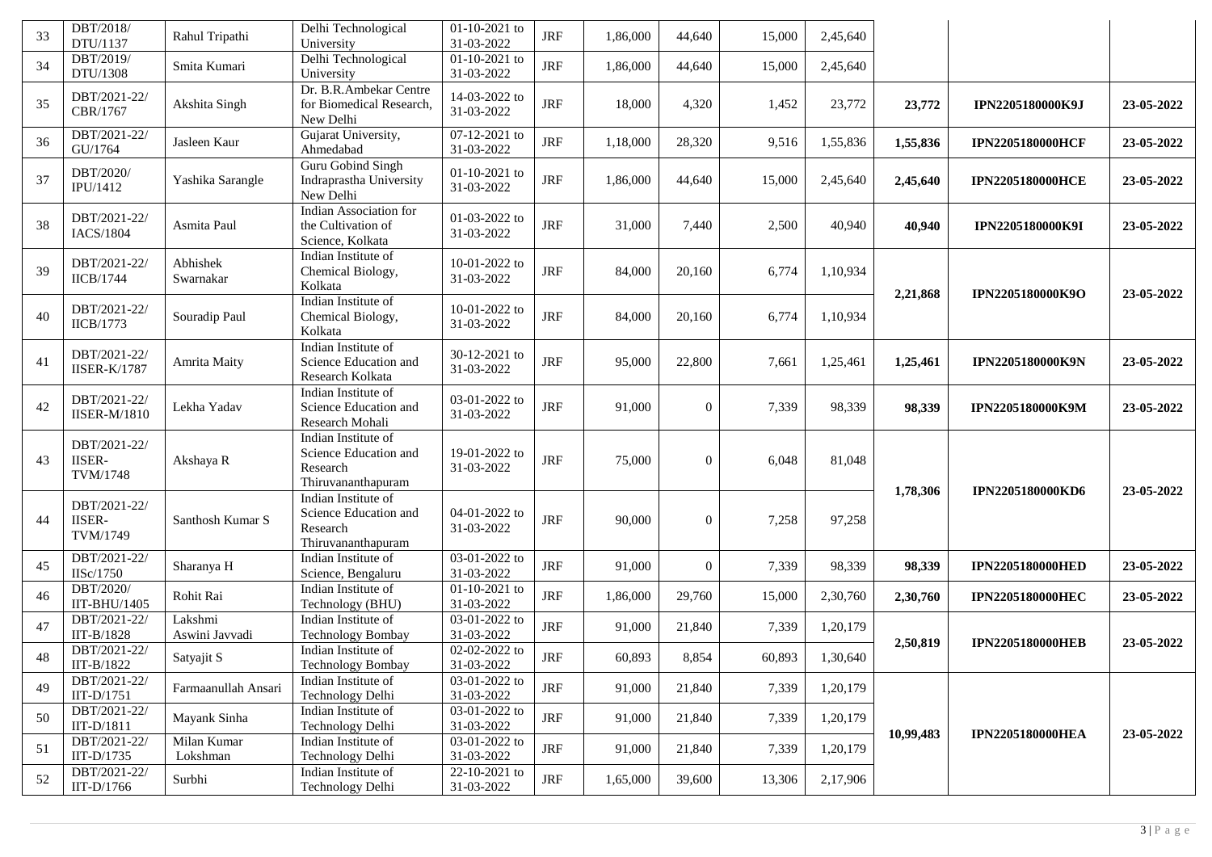| 33 | DBT/2018/ DTU/1137 | Rahul Tripathi | Delhi Technological University | 01-10-2021 to 31-03-2022 | JRF | 1,86,000 | 44,640 | 15,000 | 2,45,640 | | | |
|---|---|---|---|---|---|---|---|---|---|---|---|---|
| 34 | DBT/2019/ DTU/1308 | Smita Kumari | Delhi Technological University | 01-10-2021 to 31-03-2022 | JRF | 1,86,000 | 44,640 | 15,000 | 2,45,640 | | | |
| 35 | DBT/2021-22/ CBR/1767 | Akshita Singh | Dr. B.R.Ambekar Centre for Biomedical Research, New Delhi | 14-03-2022 to 31-03-2022 | JRF | 18,000 | 4,320 | 1,452 | 23,772 | **23,772** | **IPN2205180000K9J** | **23-05-2022** |
| 36 | DBT/2021-22/ GU/1764 | Jasleen Kaur | Gujarat University, Ahmedabad | 07-12-2021 to 31-03-2022 | JRF | 1,18,000 | 28,320 | 9,516 | 1,55,836 | **1,55,836** | **IPN2205180000HCF** | **23-05-2022** |
| 37 | DBT/2020/ IPU/1412 | Yashika Sarangle | Guru Gobind Singh Indraprastha University New Delhi | 01-10-2021 to 31-03-2022 | JRF | 1,86,000 | 44,640 | 15,000 | 2,45,640 | **2,45,640** | **IPN2205180000HCE** | **23-05-2022** |
| 38 | DBT/2021-22/ IACS/1804 | Asmita Paul | Indian Association for the Cultivation of Science, Kolkata | 01-03-2022 to 31-03-2022 | JRF | 31,000 | 7,440 | 2,500 | 40,940 | **40,940** | **IPN2205180000K9I** | **23-05-2022** |
| 39 | DBT/2021-22/ IICB/1744 | Abhishek Swarnakar | Indian Institute of Chemical Biology, Kolkata | 10-01-2022 to 31-03-2022 | JRF | 84,000 | 20,160 | 6,774 | 1,10,934 | **2,21,868** | **IPN2205180000K9O** | **23-05-2022** |
| 40 | DBT/2021-22/ IICB/1773 | Souradip Paul | Indian Institute of Chemical Biology, Kolkata | 10-01-2022 to 31-03-2022 | JRF | 84,000 | 20,160 | 6,774 | 1,10,934 | | | |
| 41 | DBT/2021-22/ IISER-K/1787 | Amrita Maity | Indian Institute of Science Education and Research Kolkata | 30-12-2021 to 31-03-2022 | JRF | 95,000 | 22,800 | 7,661 | 1,25,461 | **1,25,461** | **IPN2205180000K9N** | **23-05-2022** |
| 42 | DBT/2021-22/ IISER-M/1810 | Lekha Yadav | Indian Institute of Science Education and Research Mohali | 03-01-2022 to 31-03-2022 | JRF | 91,000 | 0 | 7,339 | 98,339 | **98,339** | **IPN2205180000K9M** | **23-05-2022** |
| 43 | DBT/2021-22/ IISER-TVM/1748 | Akshaya R | Indian Institute of Science Education and Research Thiruvananthapuram | 19-01-2022 to 31-03-2022 | JRF | 75,000 | 0 | 6,048 | 81,048 | **1,78,306** | **IPN2205180000KD6** | **23-05-2022** |
| 44 | DBT/2021-22/ IISER-TVM/1749 | Santhosh Kumar S | Indian Institute of Science Education and Research Thiruvananthapuram | 04-01-2022 to 31-03-2022 | JRF | 90,000 | 0 | 7,258 | 97,258 | | | |
| 45 | DBT/2021-22/ IISc/1750 | Sharanya H | Indian Institute of Science, Bengaluru | 03-01-2022 to 31-03-2022 | JRF | 91,000 | 0 | 7,339 | 98,339 | **98,339** | **IPN2205180000HED** | **23-05-2022** |
| 46 | DBT/2020/ IIT-BHU/1405 | Rohit Rai | Indian Institute of Technology (BHU) | 01-10-2021 to 31-03-2022 | JRF | 1,86,000 | 29,760 | 15,000 | 2,30,760 | **2,30,760** | **IPN2205180000HEC** | **23-05-2022** |
| 47 | DBT/2021-22/ IIT-B/1828 | Lakshmi Aswini Javvadi | Indian Institute of Technology Bombay | 03-01-2022 to 31-03-2022 | JRF | 91,000 | 21,840 | 7,339 | 1,20,179 | **2,50,819** | **IPN2205180000HEB** | **23-05-2022** |
| 48 | DBT/2021-22/ IIT-B/1822 | Satyajit S | Indian Institute of Technology Bombay | 02-02-2022 to 31-03-2022 | JRF | 60,893 | 8,854 | 60,893 | 1,30,640 | | | |
| 49 | DBT/2021-22/ IIT-D/1751 | Farmaanullah Ansari | Indian Institute of Technology Delhi | 03-01-2022 to 31-03-2022 | JRF | 91,000 | 21,840 | 7,339 | 1,20,179 | **10,99,483** | **IPN2205180000HEA** | **23-05-2022** |
| 50 | DBT/2021-22/ IIT-D/1811 | Mayank Sinha | Indian Institute of Technology Delhi | 03-01-2022 to 31-03-2022 | JRF | 91,000 | 21,840 | 7,339 | 1,20,179 | | | |
| 51 | DBT/2021-22/ IIT-D/1735 | Milan Kumar Lokshman | Indian Institute of Technology Delhi | 03-01-2022 to 31-03-2022 | JRF | 91,000 | 21,840 | 7,339 | 1,20,179 | | | |
| 52 | DBT/2021-22/ IIT-D/1766 | Surbhi | Indian Institute of Technology Delhi | 22-10-2021 to 31-03-2022 | JRF | 1,65,000 | 39,600 | 13,306 | 2,17,906 | | | |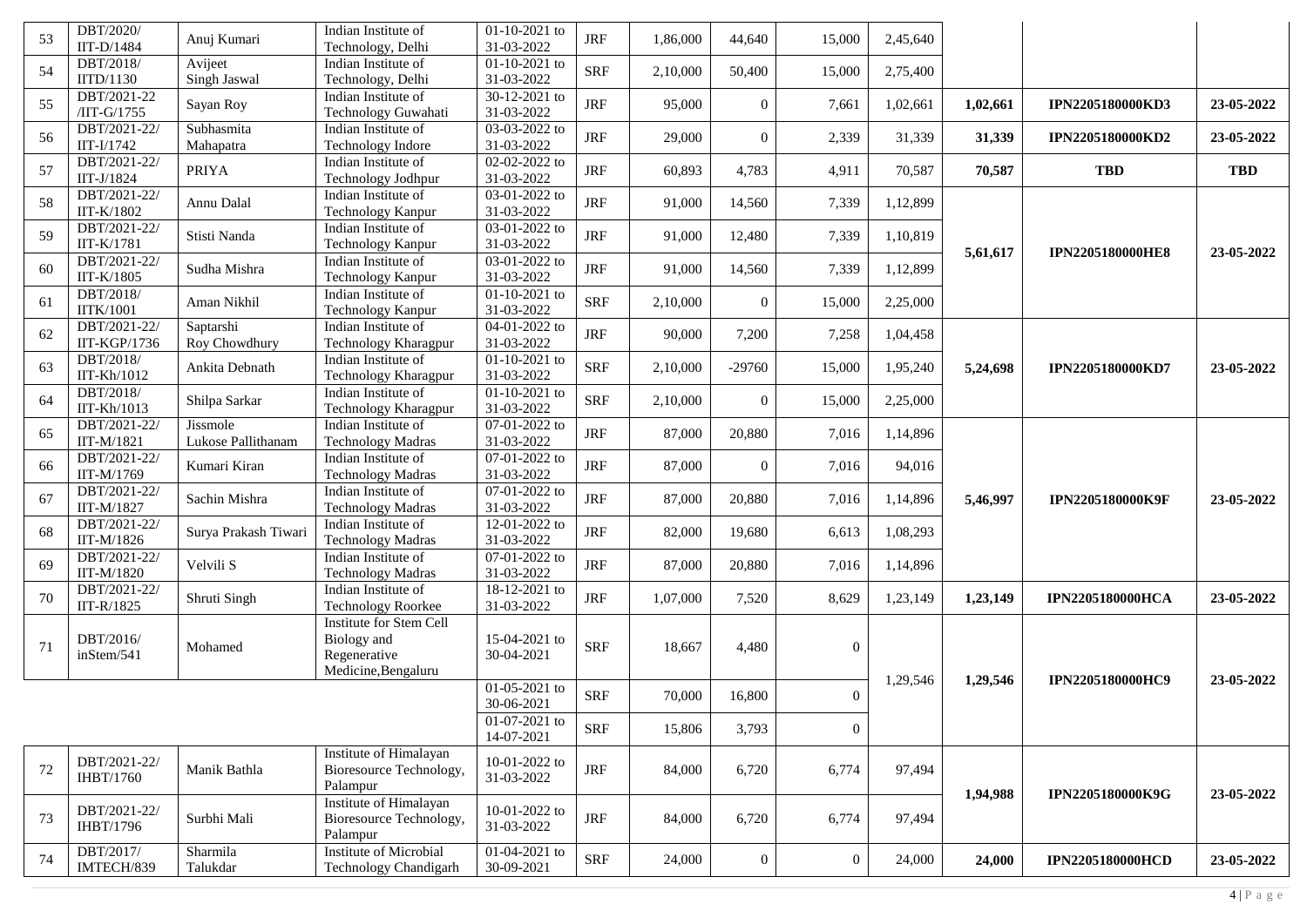| | | | | | | | | | | | | |
|---|---|---|---|---|---|---|---|---|---|---|---|---|
| 53 | DBT/2020/ IIT-D/1484 | Anuj Kumari | Indian Institute of Technology, Delhi | 01-10-2021 to 31-03-2022 | JRF | 1,86,000 | 44,640 | 15,000 | 2,45,640 | | | |
| 54 | DBT/2018/ IITD/1130 | Avijeet Singh Jaswal | Indian Institute of Technology, Delhi | 01-10-2021 to 31-03-2022 | SRF | 2,10,000 | 50,400 | 15,000 | 2,75,400 | | | |
| 55 | DBT/2021-22 /IIT-G/1755 | Sayan Roy | Indian Institute of Technology Guwahati | 30-12-2021 to 31-03-2022 | JRF | 95,000 | 0 | 7,661 | 1,02,661 | **1,02,661** | **IPN2205180000KD3** | **23-05-2022** |
| 56 | DBT/2021-22/ IIT-I/1742 | Subhasmita Mahapatra | Indian Institute of Technology Indore | 03-03-2022 to 31-03-2022 | JRF | 29,000 | 0 | 2,339 | 31,339 | **31,339** | **IPN2205180000KD2** | **23-05-2022** |
| 57 | DBT/2021-22/ IIT-J/1824 | PRIYA | Indian Institute of Technology Jodhpur | 02-02-2022 to 31-03-2022 | JRF | 60,893 | 4,783 | 4,911 | 70,587 | **70,587** | **TBD** | **TBD** |
| 58 | DBT/2021-22/ IIT-K/1802 | Annu Dalal | Indian Institute of Technology Kanpur | 03-01-2022 to 31-03-2022 | JRF | 91,000 | 14,560 | 7,339 | 1,12,899 | **5,61,617** | **IPN2205180000HE8** | **23-05-2022** |
| 59 | DBT/2021-22/ IIT-K/1781 | Stisti Nanda | Indian Institute of Technology Kanpur | 03-01-2022 to 31-03-2022 | JRF | 91,000 | 12,480 | 7,339 | 1,10,819 | | | |
| 60 | DBT/2021-22/ IIT-K/1805 | Sudha Mishra | Indian Institute of Technology Kanpur | 03-01-2022 to 31-03-2022 | JRF | 91,000 | 14,560 | 7,339 | 1,12,899 | | | |
| 61 | DBT/2018/ IITK/1001 | Aman Nikhil | Indian Institute of Technology Kanpur | 01-10-2021 to 31-03-2022 | SRF | 2,10,000 | 0 | 15,000 | 2,25,000 | | | |
| 62 | DBT/2021-22/ IIT-KGP/1736 | Saptarshi Roy Chowdhury | Indian Institute of Technology Kharagpur | 04-01-2022 to 31-03-2022 | JRF | 90,000 | 7,200 | 7,258 | 1,04,458 | **5,24,698** | **IPN2205180000KD7** | **23-05-2022** |
| 63 | DBT/2018/ IIT-Kh/1012 | Ankita Debnath | Indian Institute of Technology Kharagpur | 01-10-2021 to 31-03-2022 | SRF | 2,10,000 | -29760 | 15,000 | 1,95,240 | | | |
| 64 | DBT/2018/ IIT-Kh/1013 | Shilpa Sarkar | Indian Institute of Technology Kharagpur | 01-10-2021 to 31-03-2022 | SRF | 2,10,000 | 0 | 15,000 | 2,25,000 | | | |
| 65 | DBT/2021-22/ IIT-M/1821 | Jissmole Lukose Pallithanam | Indian Institute of Technology Madras | 07-01-2022 to 31-03-2022 | JRF | 87,000 | 20,880 | 7,016 | 1,14,896 | **5,46,997** | **IPN2205180000K9F** | **23-05-2022** |
| 66 | DBT/2021-22/ IIT-M/1769 | Kumari Kiran | Indian Institute of Technology Madras | 07-01-2022 to 31-03-2022 | JRF | 87,000 | 0 | 7,016 | 94,016 | | | |
| 67 | DBT/2021-22/ IIT-M/1827 | Sachin Mishra | Indian Institute of Technology Madras | 07-01-2022 to 31-03-2022 | JRF | 87,000 | 20,880 | 7,016 | 1,14,896 | | | |
| 68 | DBT/2021-22/ IIT-M/1826 | Surya Prakash Tiwari | Indian Institute of Technology Madras | 12-01-2022 to 31-03-2022 | JRF | 82,000 | 19,680 | 6,613 | 1,08,293 | | | |
| 69 | DBT/2021-22/ IIT-M/1820 | Velvili S | Indian Institute of Technology Madras | 07-01-2022 to 31-03-2022 | JRF | 87,000 | 20,880 | 7,016 | 1,14,896 | | | |
| 70 | DBT/2021-22/ IIT-R/1825 | Shruti Singh | Indian Institute of Technology Roorkee | 18-12-2021 to 31-03-2022 | JRF | 1,07,000 | 7,520 | 8,629 | 1,23,149 | **1,23,149** | **IPN2205180000HCA** | **23-05-2022** |
| 71 | DBT/2016/ inStem/541 | Mohamed | Institute for Stem Cell Biology and Regenerative Medicine,Bengaluru | 15-04-2021 to 30-04-2021 | SRF | 18,667 | 4,480 | 0 | 1,29,546 | **1,29,546** | **IPN2205180000HC9** | **23-05-2022** |
| | | | | 01-05-2021 to 30-06-2021 | SRF | 70,000 | 16,800 | 0 | | | | |
| | | | | 01-07-2021 to 14-07-2021 | SRF | 15,806 | 3,793 | 0 | | | | |
| 72 | DBT/2021-22/ IHBT/1760 | Manik Bathla | Institute of Himalayan Bioresource Technology, Palampur | 10-01-2022 to 31-03-2022 | JRF | 84,000 | 6,720 | 6,774 | 97,494 | **1,94,988** | **IPN2205180000K9G** | **23-05-2022** |
| 73 | DBT/2021-22/ IHBT/1796 | Surbhi Mali | Institute of Himalayan Bioresource Technology, Palampur | 10-01-2022 to 31-03-2022 | JRF | 84,000 | 6,720 | 6,774 | 97,494 | | | |
| 74 | DBT/2017/ IMTECH/839 | Sharmila Talukdar | Institute of Microbial Technology Chandigarh | 01-04-2021 to 30-09-2021 | SRF | 24,000 | 0 | 0 | 24,000 | **24,000** | **IPN2205180000HCD** | **23-05-2022** |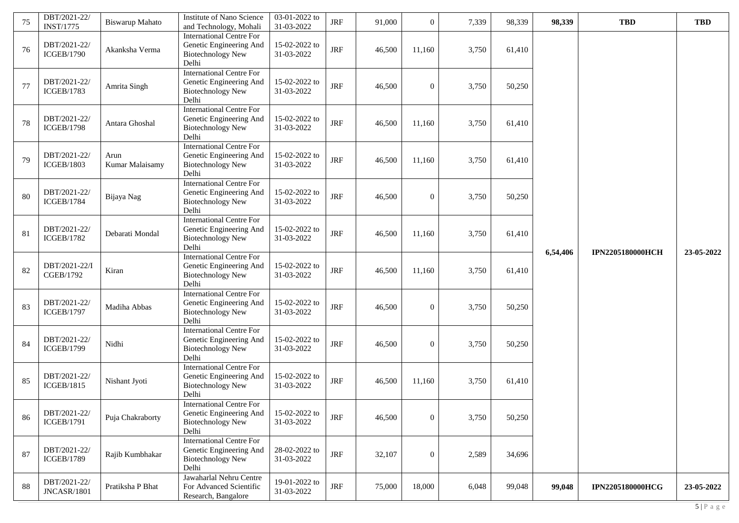| 75 | DBT/2021-22/ INST/1775 | Biswarup Mahato | Institute of Nano Science and Technology, Mohali | 03-01-2022 to 31-03-2022 | JRF | 91,000 | 0 | 7,339 | 98,339 | **98,339** | **TBD** | **TBD** |
|---|---|---|---|---|---|---|---|---|---|---|---|---|
| 76 | DBT/2021-22/ ICGEB/1790 | Akanksha Verma | International Centre For Genetic Engineering And Biotechnology New Delhi | 15-02-2022 to 31-03-2022 | JRF | 46,500 | 11,160 | 3,750 | 61,410 | **6,54,406** | **IPN2205180000HCH** | **23-05-2022** |
| 77 | DBT/2021-22/ ICGEB/1783 | Amrita Singh | International Centre For Genetic Engineering And Biotechnology New Delhi | 15-02-2022 to 31-03-2022 | JRF | 46,500 | 0 | 3,750 | 50,250 | | | |
| 78 | DBT/2021-22/ ICGEB/1798 | Antara Ghoshal | International Centre For Genetic Engineering And Biotechnology New Delhi | 15-02-2022 to 31-03-2022 | JRF | 46,500 | 11,160 | 3,750 | 61,410 | | | |
| 79 | DBT/2021-22/ ICGEB/1803 | Arun Kumar Malaisamy | International Centre For Genetic Engineering And Biotechnology New Delhi | 15-02-2022 to 31-03-2022 | JRF | 46,500 | 11,160 | 3,750 | 61,410 | | | |
| 80 | DBT/2021-22/ ICGEB/1784 | Bijaya Nag | International Centre For Genetic Engineering And Biotechnology New Delhi | 15-02-2022 to 31-03-2022 | JRF | 46,500 | 0 | 3,750 | 50,250 | | | |
| 81 | DBT/2021-22/ ICGEB/1782 | Debarati Mondal | International Centre For Genetic Engineering And Biotechnology New Delhi | 15-02-2022 to 31-03-2022 | JRF | 46,500 | 11,160 | 3,750 | 61,410 | | | |
| 82 | DBT/2021-22/I CGEB/1792 | Kiran | International Centre For Genetic Engineering And Biotechnology New Delhi | 15-02-2022 to 31-03-2022 | JRF | 46,500 | 11,160 | 3,750 | 61,410 | | | |
| 83 | DBT/2021-22/ ICGEB/1797 | Madiha Abbas | International Centre For Genetic Engineering And Biotechnology New Delhi | 15-02-2022 to 31-03-2022 | JRF | 46,500 | 0 | 3,750 | 50,250 | | | |
| 84 | DBT/2021-22/ ICGEB/1799 | Nidhi | International Centre For Genetic Engineering And Biotechnology New Delhi | 15-02-2022 to 31-03-2022 | JRF | 46,500 | 0 | 3,750 | 50,250 | | | |
| 85 | DBT/2021-22/ ICGEB/1815 | Nishant Jyoti | International Centre For Genetic Engineering And Biotechnology New Delhi | 15-02-2022 to 31-03-2022 | JRF | 46,500 | 11,160 | 3,750 | 61,410 | | | |
| 86 | DBT/2021-22/ ICGEB/1791 | Puja Chakraborty | International Centre For Genetic Engineering And Biotechnology New Delhi | 15-02-2022 to 31-03-2022 | JRF | 46,500 | 0 | 3,750 | 50,250 | | | |
| 87 | DBT/2021-22/ ICGEB/1789 | Rajib Kumbhakar | International Centre For Genetic Engineering And Biotechnology New Delhi | 28-02-2022 to 31-03-2022 | JRF | 32,107 | 0 | 2,589 | 34,696 | | | |
| 88 | DBT/2021-22/ JNCASR/1801 | Pratiksha P Bhat | Jawaharlal Nehru Centre For Advanced Scientific Research, Bangalore | 19-01-2022 to 31-03-2022 | JRF | 75,000 | 18,000 | 6,048 | 99,048 | **99,048** | **IPN2205180000HCG** | **23-05-2022** |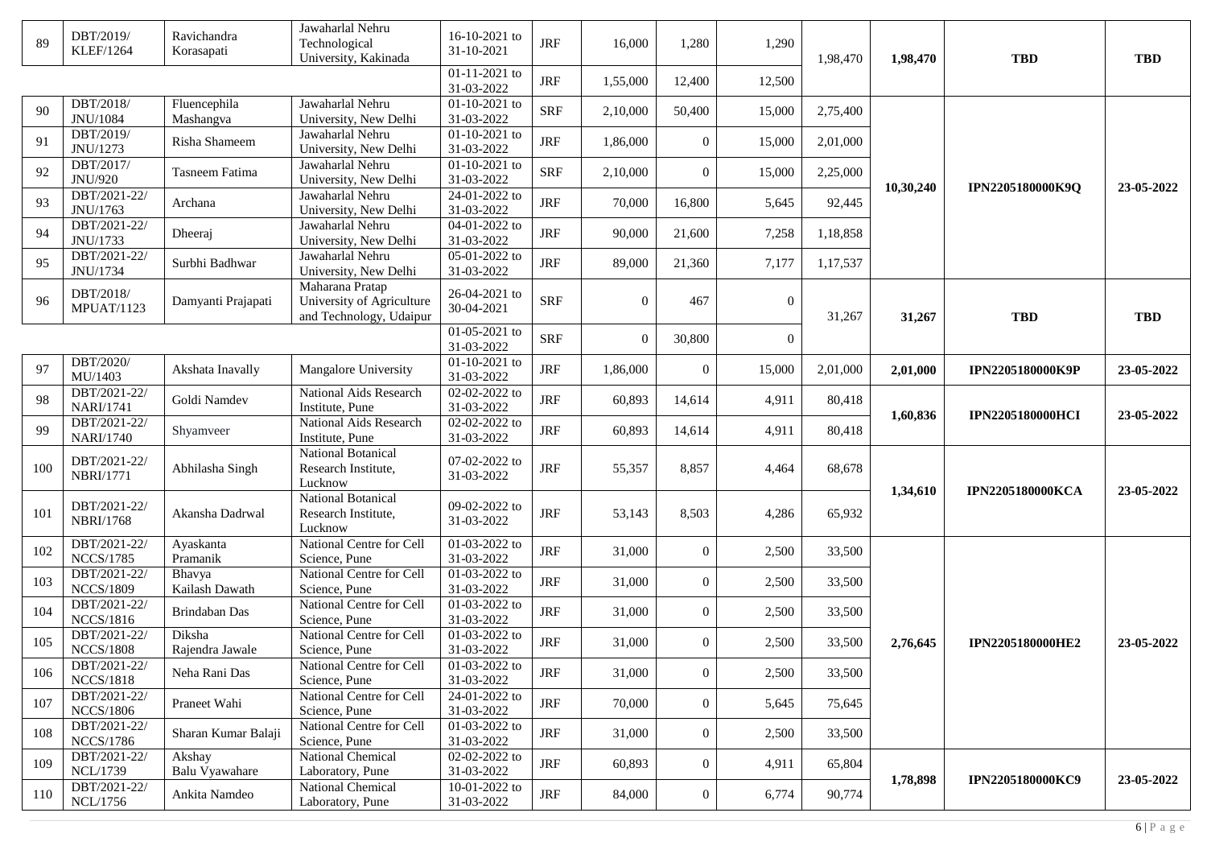| 89 | DBT/2019/ KLEF/1264 | Ravichandra Korasapati | Jawaharlal Nehru Technological University, Kakinada | 16-10-2021 to 31-10-2021 | JRF | 16,000 | 1,280 | 1,290 | 1,98,470 | **1,98,470** | **TBD** | **TBD** |
|---|---|---|---|---|---|---|---|---|---|---|---|---|
| | | | | 01-11-2021 to 31-03-2022 | JRF | 1,55,000 | 12,400 | 12,500 | | | | |
| 90 | DBT/2018/ JNU/1084 | Fluencephila Mashangva | Jawaharlal Nehru University, New Delhi | 01-10-2021 to 31-03-2022 | SRF | 2,10,000 | 50,400 | 15,000 | 2,75,400 | **10,30,240** | **IPN2205180000K9Q** | **23-05-2022** |
| 91 | DBT/2019/ JNU/1273 | Risha Shameem | Jawaharlal Nehru University, New Delhi | 01-10-2021 to 31-03-2022 | JRF | 1,86,000 | 0 | 15,000 | 2,01,000 | | | |
| 92 | DBT/2017/ JNU/920 | Tasneem Fatima | Jawaharlal Nehru University, New Delhi | 01-10-2021 to 31-03-2022 | SRF | 2,10,000 | 0 | 15,000 | 2,25,000 | | | |
| 93 | DBT/2021-22/ JNU/1763 | Archana | Jawaharlal Nehru University, New Delhi | 24-01-2022 to 31-03-2022 | JRF | 70,000 | 16,800 | 5,645 | 92,445 | | | |
| 94 | DBT/2021-22/ JNU/1733 | Dheeraj | Jawaharlal Nehru University, New Delhi | 04-01-2022 to 31-03-2022 | JRF | 90,000 | 21,600 | 7,258 | 1,18,858 | | | |
| 95 | DBT/2021-22/ JNU/1734 | Surbhi Badhwar | Jawaharlal Nehru University, New Delhi | 05-01-2022 to 31-03-2022 | JRF | 89,000 | 21,360 | 7,177 | 1,17,537 | | | |
| 96 | DBT/2018/ MPUAT/1123 | Damyanti Prajapati | Maharana Pratap University of Agriculture and Technology, Udaipur | 26-04-2021 to 30-04-2021 | SRF | 0 | 467 | 0 | 31,267 | **31,267** | **TBD** | **TBD** |
| | | | | 01-05-2021 to 31-03-2022 | SRF | 0 | 30,800 | 0 | | | | |
| 97 | DBT/2020/ MU/1403 | Akshata Inavally | Mangalore University | 01-10-2021 to 31-03-2022 | JRF | 1,86,000 | 0 | 15,000 | 2,01,000 | **2,01,000** | **IPN2205180000K9P** | **23-05-2022** |
| 98 | DBT/2021-22/ NARI/1741 | Goldi Namdev | National Aids Research Institute, Pune | 02-02-2022 to 31-03-2022 | JRF | 60,893 | 14,614 | 4,911 | 80,418 | **1,60,836** | **IPN2205180000HCI** | **23-05-2022** |
| 99 | DBT/2021-22/ NARI/1740 | Shyamveer | National Aids Research Institute, Pune | 02-02-2022 to 31-03-2022 | JRF | 60,893 | 14,614 | 4,911 | 80,418 | | | |
| 100 | DBT/2021-22/ NBRI/1771 | Abhilasha Singh | National Botanical Research Institute, Lucknow | 07-02-2022 to 31-03-2022 | JRF | 55,357 | 8,857 | 4,464 | 68,678 | **1,34,610** | **IPN2205180000KCA** | **23-05-2022** |
| 101 | DBT/2021-22/ NBRI/1768 | Akansha Dadrwal | National Botanical Research Institute, Lucknow | 09-02-2022 to 31-03-2022 | JRF | 53,143 | 8,503 | 4,286 | 65,932 | | | |
| 102 | DBT/2021-22/ NCCS/1785 | Ayaskanta Pramanik | National Centre for Cell Science, Pune | 01-03-2022 to 31-03-2022 | JRF | 31,000 | 0 | 2,500 | 33,500 | **2,76,645** | **IPN2205180000HE2** | **23-05-2022** |
| 103 | DBT/2021-22/ NCCS/1809 | Bhavya Kailash Dawath | National Centre for Cell Science, Pune | 01-03-2022 to 31-03-2022 | JRF | 31,000 | 0 | 2,500 | 33,500 | | | |
| 104 | DBT/2021-22/ NCCS/1816 | Brindaban Das | National Centre for Cell Science, Pune | 01-03-2022 to 31-03-2022 | JRF | 31,000 | 0 | 2,500 | 33,500 | | | |
| 105 | DBT/2021-22/ NCCS/1808 | Diksha Rajendra Jawale | National Centre for Cell Science, Pune | 01-03-2022 to 31-03-2022 | JRF | 31,000 | 0 | 2,500 | 33,500 | | | |
| 106 | DBT/2021-22/ NCCS/1818 | Neha Rani Das | National Centre for Cell Science, Pune | 01-03-2022 to 31-03-2022 | JRF | 31,000 | 0 | 2,500 | 33,500 | | | |
| 107 | DBT/2021-22/ NCCS/1806 | Praneet Wahi | National Centre for Cell Science, Pune | 24-01-2022 to 31-03-2022 | JRF | 70,000 | 0 | 5,645 | 75,645 | | | |
| 108 | DBT/2021-22/ NCCS/1786 | Sharan Kumar Balaji | National Centre for Cell Science, Pune | 01-03-2022 to 31-03-2022 | JRF | 31,000 | 0 | 2,500 | 33,500 | | | |
| 109 | DBT/2021-22/ NCL/1739 | Akshay Balu Vyawahare | National Chemical Laboratory, Pune | 02-02-2022 to 31-03-2022 | JRF | 60,893 | 0 | 4,911 | 65,804 | **1,78,898** | **IPN2205180000KC9** | **23-05-2022** |
| 110 | DBT/2021-22/ NCL/1756 | Ankita Namdeo | National Chemical Laboratory, Pune | 10-01-2022 to 31-03-2022 | JRF | 84,000 | 0 | 6,774 | 90,774 | | | |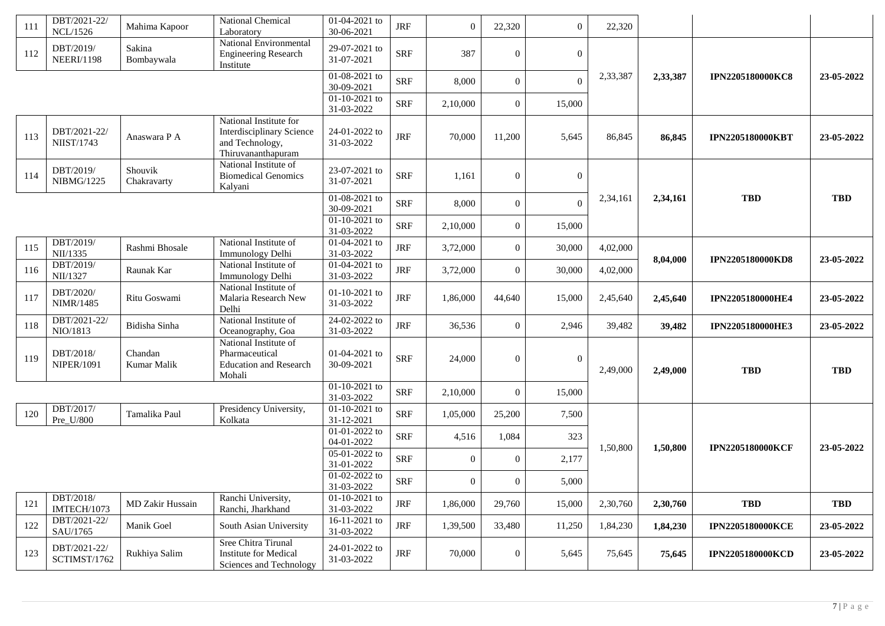| 111 | DBT/2021-22/ NCL/1526 | Mahima Kapoor | National Chemical Laboratory | 01-04-2021 to 30-06-2021 | JRF | 0 | 22,320 | 0 | 22,320 | | | |
|---|---|---|---|---|---|---|---|---|---|---|---|---|
| 112 | DBT/2019/ NEERI/1198 | Sakina Bombaywala | National Environmental Engineering Research Institute | 29-07-2021 to 31-07-2021 | SRF | 387 | 0 | 0 | 2,33,387 | 2,33,387 | IPN2205180000KC8 | 23-05-2022 |
| | | | | 01-08-2021 to 30-09-2021 | SRF | 8,000 | 0 | 0 | | | | |
| | | | | 01-10-2021 to 31-03-2022 | SRF | 2,10,000 | 0 | 15,000 | | | | |
| 113 | DBT/2021-22/ NIIST/1743 | Anaswara P A | National Institute for Interdisciplinary Science and Technology, Thiruvananthapuram | 24-01-2022 to 31-03-2022 | JRF | 70,000 | 11,200 | 5,645 | 86,845 | 86,845 | IPN2205180000KBT | 23-05-2022 |
| 114 | DBT/2019/ NIBMG/1225 | Shouvik Chakravarty | National Institute of Biomedical Genomics Kalyani | 23-07-2021 to 31-07-2021 | SRF | 1,161 | 0 | 0 | 2,34,161 | 2,34,161 | TBD | TBD |
| | | | | 01-08-2021 to 30-09-2021 | SRF | 8,000 | 0 | 0 | | | | |
| | | | | 01-10-2021 to 31-03-2022 | SRF | 2,10,000 | 0 | 15,000 | | | | |
| 115 | DBT/2019/ NII/1335 | Rashmi Bhosale | National Institute of Immunology Delhi | 01-04-2021 to 31-03-2022 | JRF | 3,72,000 | 0 | 30,000 | 4,02,000 | 8,04,000 | IPN2205180000KD8 | 23-05-2022 |
| 116 | DBT/2019/ NII/1327 | Raunak Kar | National Institute of Immunology Delhi | 01-04-2021 to 31-03-2022 | JRF | 3,72,000 | 0 | 30,000 | 4,02,000 | | | |
| 117 | DBT/2020/ NIMR/1485 | Ritu Goswami | National Institute of Malaria Research New Delhi | 01-10-2021 to 31-03-2022 | JRF | 1,86,000 | 44,640 | 15,000 | 2,45,640 | 2,45,640 | IPN2205180000HE4 | 23-05-2022 |
| 118 | DBT/2021-22/ NIO/1813 | Bidisha Sinha | National Institute of Oceanography, Goa | 24-02-2022 to 31-03-2022 | JRF | 36,536 | 0 | 2,946 | 39,482 | 39,482 | IPN2205180000HE3 | 23-05-2022 |
| 119 | DBT/2018/ NIPER/1091 | Chandan Kumar Malik | National Institute of Pharmaceutical Education and Research Mohali | 01-04-2021 to 30-09-2021 | SRF | 24,000 | 0 | 0 | 2,49,000 | 2,49,000 | TBD | TBD |
| | | | | 01-10-2021 to 31-03-2022 | SRF | 2,10,000 | 0 | 15,000 | | | | |
| 120 | DBT/2017/ Pre_U/800 | Tamalika Paul | Presidency University, Kolkata | 01-10-2021 to 31-12-2021 | SRF | 1,05,000 | 25,200 | 7,500 | 1,50,800 | 1,50,800 | IPN2205180000KCF | 23-05-2022 |
| | | | | 01-01-2022 to 04-01-2022 | SRF | 4,516 | 1,084 | 323 | | | | |
| | | | | 05-01-2022 to 31-01-2022 | SRF | 0 | 0 | 2,177 | | | | |
| | | | | 01-02-2022 to 31-03-2022 | SRF | 0 | 0 | 5,000 | | | | |
| 121 | DBT/2018/ IMTECH/1073 | MD Zakir Hussain | Ranchi University, Ranchi, Jharkhand | 01-10-2021 to 31-03-2022 | JRF | 1,86,000 | 29,760 | 15,000 | 2,30,760 | 2,30,760 | TBD | TBD |
| 122 | DBT/2021-22/ SAU/1765 | Manik Goel | South Asian University | 16-11-2021 to 31-03-2022 | JRF | 1,39,500 | 33,480 | 11,250 | 1,84,230 | 1,84,230 | IPN2205180000KCE | 23-05-2022 |
| 123 | DBT/2021-22/ SCTIMST/1762 | Rukhiya Salim | Sree Chitra Tirunal Institute for Medical Sciences and Technology | 24-01-2022 to 31-03-2022 | JRF | 70,000 | 0 | 5,645 | 75,645 | 75,645 | IPN2205180000KCD | 23-05-2022 |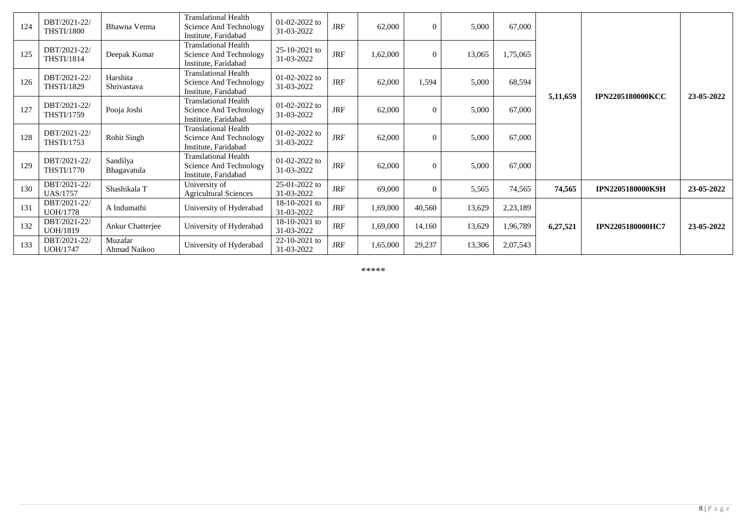| | | | | | | | | | | | | |
|---|---|---|---|---|---|---|---|---|---|---|---|---|
| 124 | DBT/2021-22/ THSTI/1800 | Bhawna Verma | Translational Health Science And Technology Institute, Faridabad | 01-02-2022 to 31-03-2022 | JRF | 62,000 | 0 | 5,000 | 67,000 | 5,11,659 | IPN2205180000KCC | 23-05-2022 |
| 125 | DBT/2021-22/ THSTI/1814 | Deepak Kumar | Translational Health Science And Technology Institute, Faridabad | 25-10-2021 to 31-03-2022 | JRF | 1,62,000 | 0 | 13,065 | 1,75,065 | | | |
| 126 | DBT/2021-22/ THSTI/1829 | Harshita Shrivastava | Translational Health Science And Technology Institute, Faridabad | 01-02-2022 to 31-03-2022 | JRF | 62,000 | 1,594 | 5,000 | 68,594 | | | |
| 127 | DBT/2021-22/ THSTI/1759 | Pooja Joshi | Translational Health Science And Technology Institute, Faridabad | 01-02-2022 to 31-03-2022 | JRF | 62,000 | 0 | 5,000 | 67,000 | | | |
| 128 | DBT/2021-22/ THSTI/1753 | Rohit Singh | Translational Health Science And Technology Institute, Faridabad | 01-02-2022 to 31-03-2022 | JRF | 62,000 | 0 | 5,000 | 67,000 | | | |
| 129 | DBT/2021-22/ THSTI/1770 | Sandilya Bhagavatula | Translational Health Science And Technology Institute, Faridabad | 01-02-2022 to 31-03-2022 | JRF | 62,000 | 0 | 5,000 | 67,000 | | | |
| 130 | DBT/2021-22/ UAS/1757 | Shashikala T | University of Agricultural Sciences | 25-01-2022 to 31-03-2022 | JRF | 69,000 | 0 | 5,565 | 74,565 | **74,565** | **IPN2205180000K9H** | **23-05-2022** |
| 131 | DBT/2021-22/ UOH/1778 | A Indumathi | University of Hyderabad | 18-10-2021 to 31-03-2022 | JRF | 1,69,000 | 40,560 | 13,629 | 2,23,189 | **6,27,521** | **IPN2205180000HC7** | **23-05-2022** |
| 132 | DBT/2021-22/ UOH/1819 | Ankur Chatterjee | University of Hyderabad | 18-10-2021 to 31-03-2022 | JRF | 1,69,000 | 14,160 | 13,629 | 1,96,789 | | | |
| 133 | DBT/2021-22/ UOH/1747 | Muzafar Ahmad Naikoo | University of Hyderabad | 22-10-2021 to 31-03-2022 | JRF | 1,65,000 | 29,237 | 13,306 | 2,07,543 | | | |

*****